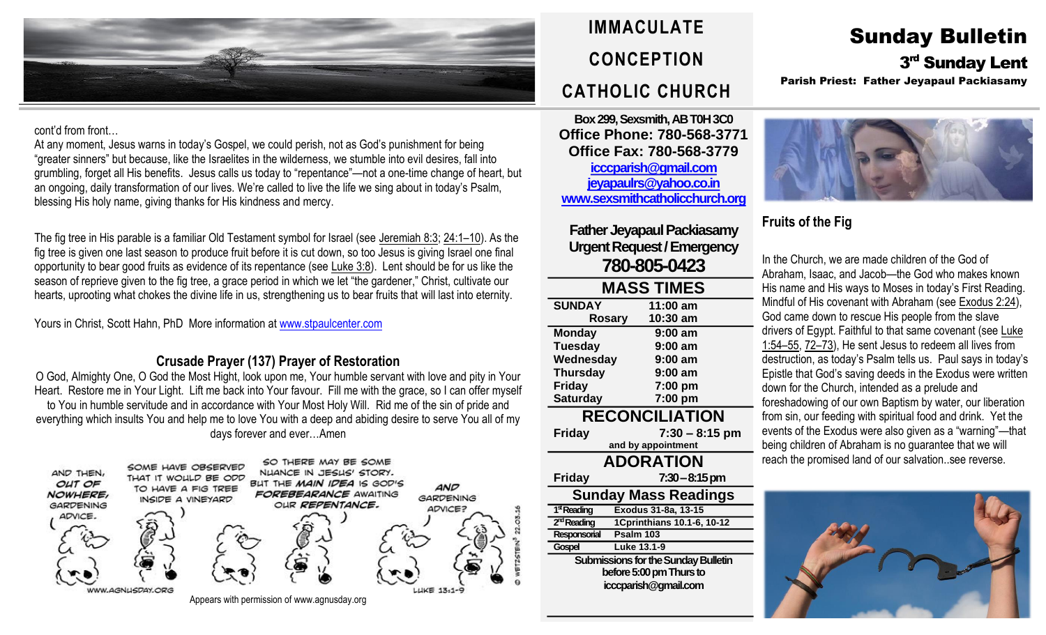# Sunday Bulletin

## 3rd Sunday Lent

**Parish Priest: Father Jeyapaul Packiasamy**

# IMMACULATE CONCEPTION CATHOLIC CHURCH

cont'd from front…

At any moment, Jesus warns in today's Gospel, we could perish, not as God's punishment for being "greater sinners" but because, like the Israelites in the wilderness, we stumble into evil desires, fall into grumbling, forget all His benefits. Jesus calls us today to "repentance"—not a one-time change of heart, but an ongoing, daily transformation of our lives. We're called to live the life we sing about in today's Psalm, blessing His holy name, giving thanks for His kindness and mercy.

The fig tree in His parable is a familiar Old Testament symbol for Israel (see Jeremiah 8:3; 24:1–10). As the fig tree is given one last season to produce fruit before it is cut down, so too Jesus is giving Israel one final opportunity to bear good fruits as evidence of its repentance (see Luke 3:8). Lent should be for us like the season of reprieve given to the fig tree, a grace period in which we let "the gardener," Christ, cultivate our hearts, uprooting what chokes the divine life in us, strengthening us to bear fruits that will last into eternity.

Yours in Christ, Scott Hahn, PhD More information at www.stpaulcenter.com

### Crusade Prayer (137) Prayer of Restoration

O God, Almighty One, O God the Most Hight, look upon me, Your humble servant with love and pity in Your Heart. Restore me in Your Light. Lift me back into Your favour. Fill me with the grace, so I can offer myself to You in humble servitude and in accordance with Your Most Holy Will. Rid me of the sin of pride and everything which insults You and help me to love You with a deep and abiding desire to serve You all of my days forever and ever…Amen

Appears with permission of www.agnusday.org

**Box 299, Sexsmith, AB T0H 3C0**
**Office Phone: 780-568-3771**
**Office Fax: 780-568-3779**
icccparish@gmail.com
jeyapaulrs@yahoo.co.in
www.sexsmithcatholicchurch.org

**Father Jeyapaul Packiasamy**
**Urgent Request / Emergency**
**780-805-0423**

### MASS TIMES

| | |
|---|---|
| SUNDAY | 11:00 am |
| Rosary | 10:30 am |
| Monday | 9:00 am |
| Tuesday | 9:00 am |
| Wednesday | 9:00 am |
| Thursday | 9:00 am |
| Friday | 7:00 pm |
| Saturday | 7:00 pm |

### RECONCILIATION

| | |
|---|---|
| Friday | 7:30 – 8:15 pm |

and by appointment

### ADORATION

| | |
|---|---|
| Friday | 7:30 – 8:15 pm |

### Sunday Mass Readings

| | |
|---|---|
| 1st Reading | Exodus 31-8a, 13-15 |
| 2nd Reading | 1Cprinthians 10.1-6, 10-12 |
| Responsorial | Psalm 103 |
| Gospel | Luke 13.1-9 |

**Submissions for the Sunday Bulletin before 5:00 pm Thurs to icccparish@gmail.com**

### Fruits of the Fig

In the Church, we are made children of the God of Abraham, Isaac, and Jacob—the God who makes known His name and His ways to Moses in today's First Reading. Mindful of His covenant with Abraham (see Exodus 2:24), God came down to rescue His people from the slave drivers of Egypt. Faithful to that same covenant (see Luke 1:54–55, 72–73), He sent Jesus to redeem all lives from destruction, as today's Psalm tells us. Paul says in today's Epistle that God's saving deeds in the Exodus were written down for the Church, intended as a prelude and foreshadowing of our own Baptism by water, our liberation from sin, our feeding with spiritual food and drink. Yet the events of the Exodus were also given as a "warning"—that being children of Abraham is no guarantee that we will reach the promised land of our salvation..see reverse.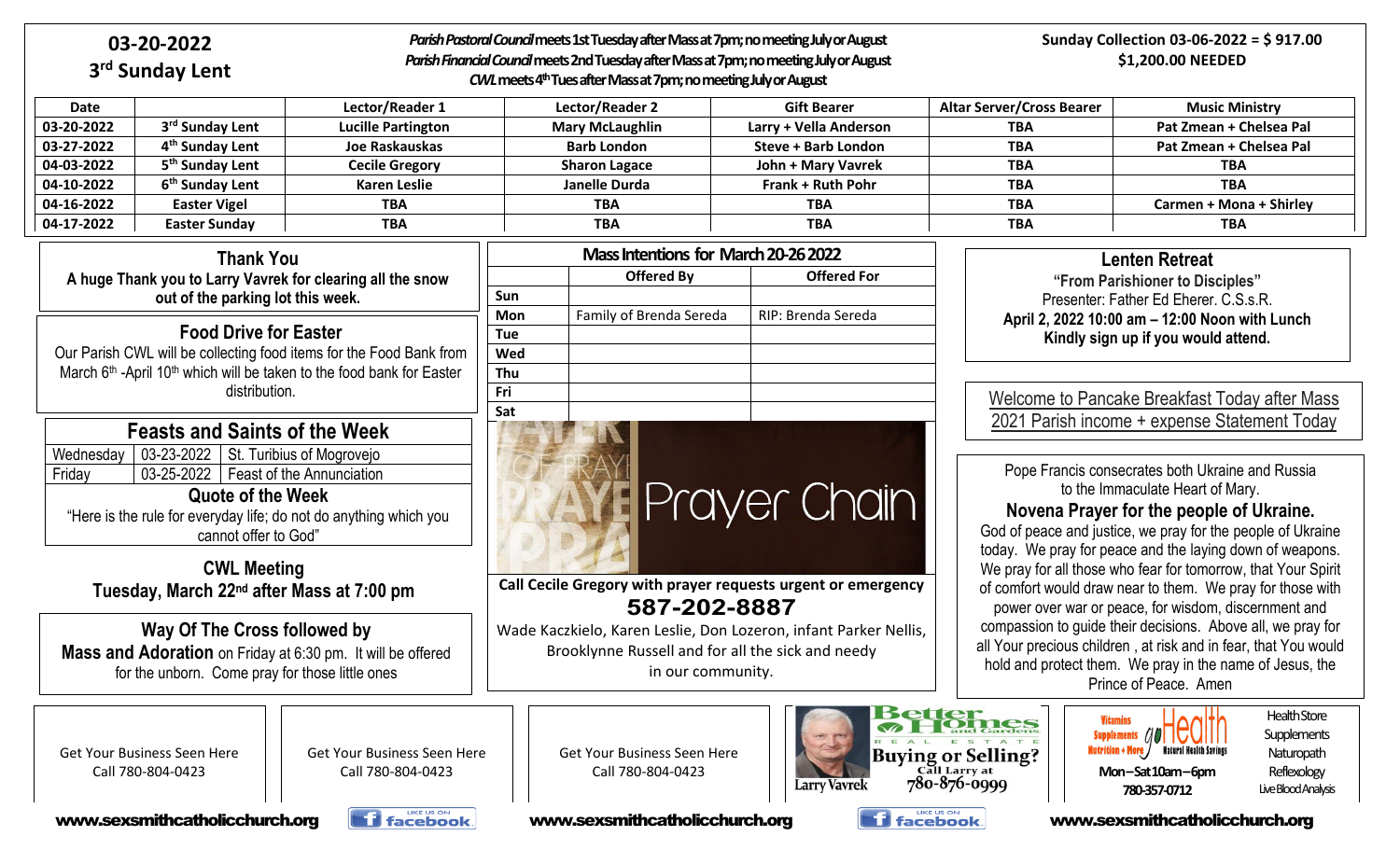**03-20-2022**
**3rd Sunday Lent**

***Parish Pastoral Council*** **meets 1st Tuesday after Mass at 7pm; no meeting July or August**
***Parish Financial Council*** **meets 2nd Tuesday after Mass at 7pm; no meeting July or August**
***CWL*** **meets 4th Tues after Mass at 7pm; no meeting July or August**

**Sunday Collection 03-06-2022 = $ 917.00**
**$1,200.00 NEEDED**

| Date | | Lector/Reader 1 | Lector/Reader 2 | Gift Bearer | Altar Server/Cross Bearer | Music Ministry |
|---|---|---|---|---|---|---|
| 03-20-2022 | 3rd Sunday Lent | Lucille Partington | Mary McLaughlin | Larry + Vella Anderson | TBA | Pat Zmean + Chelsea Pal |
| 03-27-2022 | 4th Sunday Lent | Joe Raskauskas | Barb London | Steve + Barb London | TBA | Pat Zmean + Chelsea Pal |
| 04-03-2022 | 5th Sunday Lent | Cecile Gregory | Sharon Lagace | John + Mary Vavrek | TBA | TBA |
| 04-10-2022 | 6th Sunday Lent | Karen Leslie | Janelle Durda | Frank + Ruth Pohr | TBA | TBA |
| 04-16-2022 | Easter Vigel | TBA | TBA | TBA | TBA | Carmen + Mona + Shirley |
| 04-17-2022 | Easter Sunday | TBA | TBA | TBA | TBA | TBA |

## Thank You

**A huge Thank you to Larry Vavrek for clearing all the snow out of the parking lot this week.**

## Food Drive for Easter

Our Parish CWL will be collecting food items for the Food Bank from March 6th -April 10th which will be taken to the food bank for Easter distribution.

## Feasts and Saints of the Week

| | | |
|---|---|---|
| Wednesday | 03-23-2022 | St. Turibius of Mogrovejo |
| Friday | 03-25-2022 | Feast of the Annunciation |

**Quote of the Week**

"Here is the rule for everyday life; do not do anything which you cannot offer to God"

## CWL Meeting

**Tuesday, March 22nd after Mass at 7:00 pm**

## Way Of The Cross followed by

**Mass and Adoration** on Friday at 6:30 pm. It will be offered for the unborn. Come pray for those little ones

## Mass Intentions for March 20-26 2022

| | Offered By | Offered For |
|---|---|---|
| Sun | | |
| Mon | Family of Brenda Sereda | RIP: Brenda Sereda |
| Tue | | |
| Wed | | |
| Thu | | |
| Fri | | |
| Sat | | |

## Prayer Chain

**Call Cecile Gregory with prayer requests urgent or emergency**
**587-202-8887**

Wade Kaczkielo, Karen Leslie, Don Lozeron, infant Parker Nellis, Brooklynne Russell and for all the sick and needy in our community.

## Lenten Retreat

**"From Parishioner to Disciples"**
Presenter: Father Ed Eherer. C.S.s.R.
**April 2, 2022 10:00 am – 12:00 Noon with Lunch**
**Kindly sign up if you would attend.**

Welcome to Pancake Breakfast Today after Mass
2021 Parish income + expense Statement Today

Pope Francis consecrates both Ukraine and Russia to the Immaculate Heart of Mary.

**Novena Prayer for the people of Ukraine.**

God of peace and justice, we pray for the people of Ukraine today. We pray for peace and the laying down of weapons. We pray for all those who fear for tomorrow, that Your Spirit of comfort would draw near to them. We pray for those with power over war or peace, for wisdom, discernment and compassion to guide their decisions. Above all, we pray for all Your precious children , at risk and in fear, that You would hold and protect them. We pray in the name of Jesus, the Prince of Peace. Amen

Get Your Business Seen Here
Call 780-804-0423

Get Your Business Seen Here
Call 780-804-0423

Get Your Business Seen Here
Call 780-804-0423

Better Homes and Gardens Real Estate — Buying or Selling? Call Larry at 780-876-0999 — Larry Vavrek

Vitamins, Supplements, Nutrition + More — go Health — Natural Health Savings — Health Store, Supplements, Naturopath, Reflexology, Live Blood Analysis — Mon – Sat 10am – 6pm — 780-357-0712

www.sexsmithcatholicchurch.org